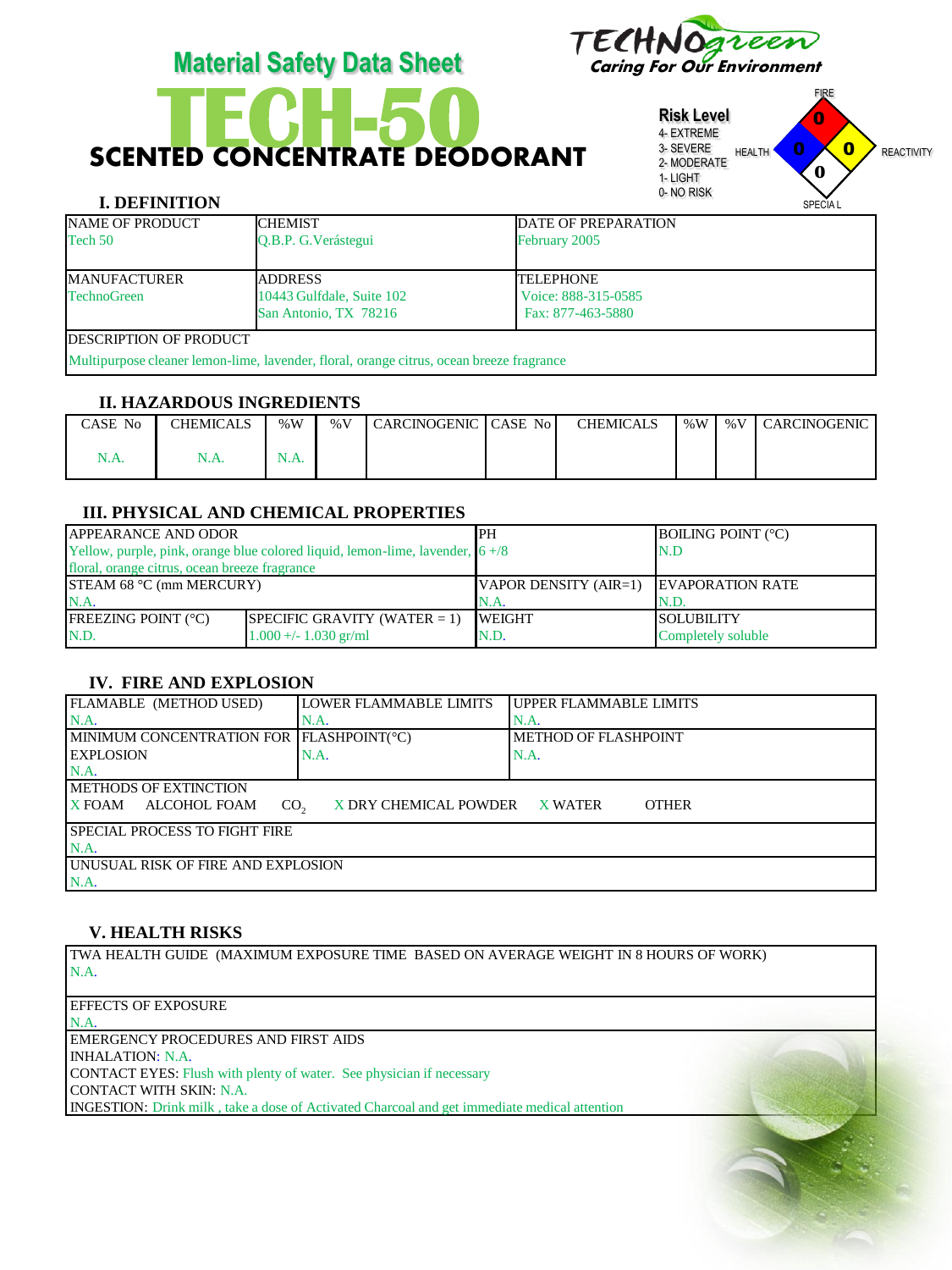# Material Safety Data Sheet

TECHNOgreen
Caring For Our Environment

# TECH-50

## SCENTED CONCENTRATE DEODORANT

Risk Level
4- EXTREME
3- SEVERE
2- MODERATE
1- LIGHT
0- NO RISK

FIRE: 0
HEALTH: 0
REACTIVITY: 0
SPECIAL: 0

### I. DEFINITION

| NAME OF PRODUCT | CHEMIST | DATE OF PREPARATION |
|---|---|---|
| Tech 50 | Q.B.P. G.Verástegui | February 2005 |
| MANUFACTURER | ADDRESS | TELEPHONE |
| TechnoGreen | 10443 Gulfdale, Suite 102<br>San Antonio, TX 78216 | Voice: 888-315-0585<br>Fax: 877-463-5880 |

DESCRIPTION OF PRODUCT
Multipurpose cleaner lemon-lime, lavender, floral, orange citrus, ocean breeze fragrance

### II. HAZARDOUS INGREDIENTS

| CASE No | CHEMICALS | %W | %V | CARCINOGENIC | CASE No | CHEMICALS | %W | %V | CARCINOGENIC |
|---|---|---|---|---|---|---|---|---|---|
| N.A. | N.A. | N.A. | | | | | | | |

### III. PHYSICAL AND CHEMICAL PROPERTIES

| APPEARANCE AND ODOR | | PH | BOILING POINT (°C) |
|---|---|---|---|
| Yellow, purple, pink, orange blue colored liquid, lemon-lime, lavender, floral, orange citrus, ocean breeze fragrance | | 6 +/8 | N.D |
| STEAM 68 °C (mm MERCURY) | | VAPOR DENSITY (AIR=1) | EVAPORATION RATE |
| N.A. | | N.A. | N.D. |
| FREEZING POINT (°C) | SPECIFIC GRAVITY (WATER = 1) | WEIGHT | SOLUBILITY |
| N.D. | 1.000 +/- 1.030 gr/ml | N.D. | Completely soluble |

### IV. FIRE AND EXPLOSION

| FLAMABLE (METHOD USED) | LOWER FLAMMABLE LIMITS | UPPER FLAMMABLE LIMITS |
|---|---|---|
| N.A. | N.A. | N.A. |
| MINIMUM CONCENTRATION FOR EXPLOSION | FLASHPOINT(°C) | METHOD OF FLASHPOINT |
| N.A. | N.A. | N.A. |

METHODS OF EXTINCTION
X FOAM ALCOHOL FOAM $CO_2$ X DRY CHEMICAL POWDER X WATER OTHER

SPECIAL PROCESS TO FIGHT FIRE
N.A.

UNUSUAL RISK OF FIRE AND EXPLOSION
N.A.

### V. HEALTH RISKS

TWA HEALTH GUIDE (MAXIMUM EXPOSURE TIME BASED ON AVERAGE WEIGHT IN 8 HOURS OF WORK)
N.A.

EFFECTS OF EXPOSURE
N.A.

EMERGENCY PROCEDURES AND FIRST AIDS
INHALATION: N.A.
CONTACT EYES: Flush with plenty of water. See physician if necessary
CONTACT WITH SKIN: N.A.
INGESTION: Drink milk , take a dose of Activated Charcoal and get immediate medical attention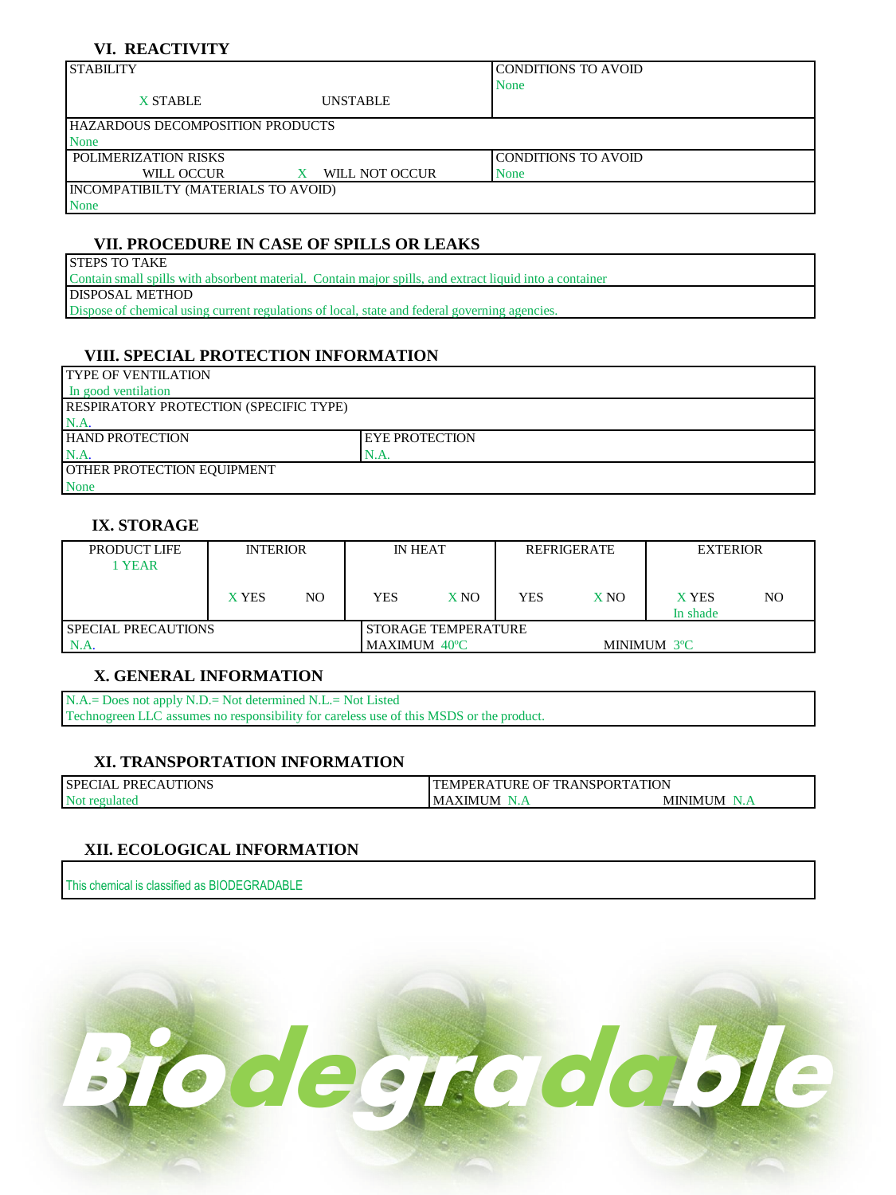## VI. REACTIVITY

| | | |
|---|---|---|
| STABILITY<br>X STABLE UNSTABLE | | CONDITIONS TO AVOID<br>None |
| HAZARDOUS DECOMPOSITION PRODUCTS<br>None | | |
| POLIMERIZATION RISKS<br>WILL OCCUR X WILL NOT OCCUR | | CONDITIONS TO AVOID<br>None |
| INCOMPATIBILTY (MATERIALS TO AVOID)<br>None | | |

## VII. PROCEDURE IN CASE OF SPILLS OR LEAKS

| |
|---|
| STEPS TO TAKE<br>Contain small spills with absorbent material. Contain major spills, and extract liquid into a container |
| DISPOSAL METHOD<br>Dispose of chemical using current regulations of local, state and federal governing agencies. |

## VIII. SPECIAL PROTECTION INFORMATION

| | |
|---|---|
| TYPE OF VENTILATION<br>In good ventilation | |
| RESPIRATORY PROTECTION (SPECIFIC TYPE)<br>N.A. | |
| HAND PROTECTION<br>N.A. | EYE PROTECTION<br>N.A. |
| OTHER PROTECTION EQUIPMENT<br>None | |

## IX. STORAGE

| PRODUCT LIFE | INTERIOR | | IN HEAT | | REFRIGERATE | | EXTERIOR | |
|---|---|---|---|---|---|---|---|---|
| 1 YEAR | X YES | NO | YES | X NO | YES | X NO | X YES<br>In shade | NO |
| SPECIAL PRECAUTIONS<br>N.A. | | STORAGE TEMPERATURE<br>MAXIMUM 40ºC | | | | MINIMUM 3ºC | | |

## X. GENERAL INFORMATION

N.A.= Does not apply N.D.= Not determined N.L.= Not Listed
Technogreen LLC assumes no responsibility for careless use of this MSDS or the product.

## XI. TRANSPORTATION INFORMATION

| SPECIAL PRECAUTIONS | TEMPERATURE OF TRANSPORTATION | |
|---|---|---|
| Not regulated | MAXIMUM N.A | MINIMUM N.A |

## XII. ECOLOGICAL INFORMATION

This chemical is classified as BIODEGRADABLE

Biodegradable